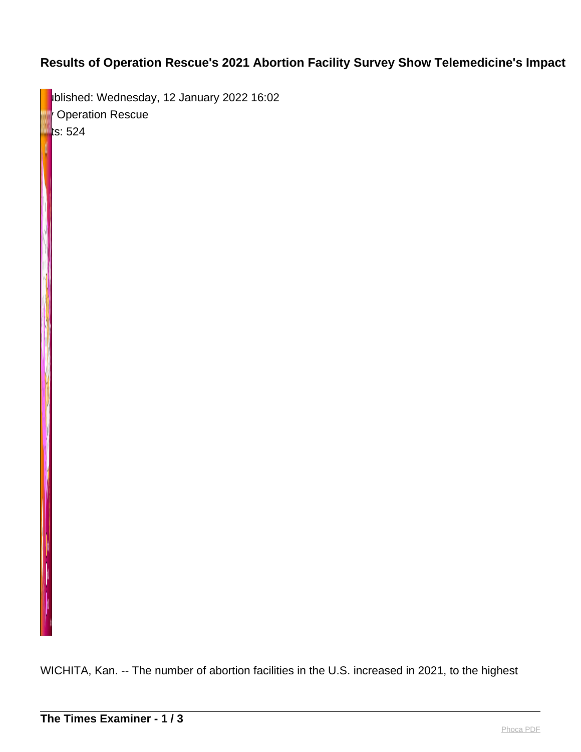# Results of Operation Rescue's 2021 Abortion Facility Survey Show Telemedicine's Impact

ublished: Wednesday, 12 January 2022 16:02
 Operation Rescue
ts: 524

WICHITA, Kan. -- The number of abortion facilities in the U.S. increased in 2021, to the highest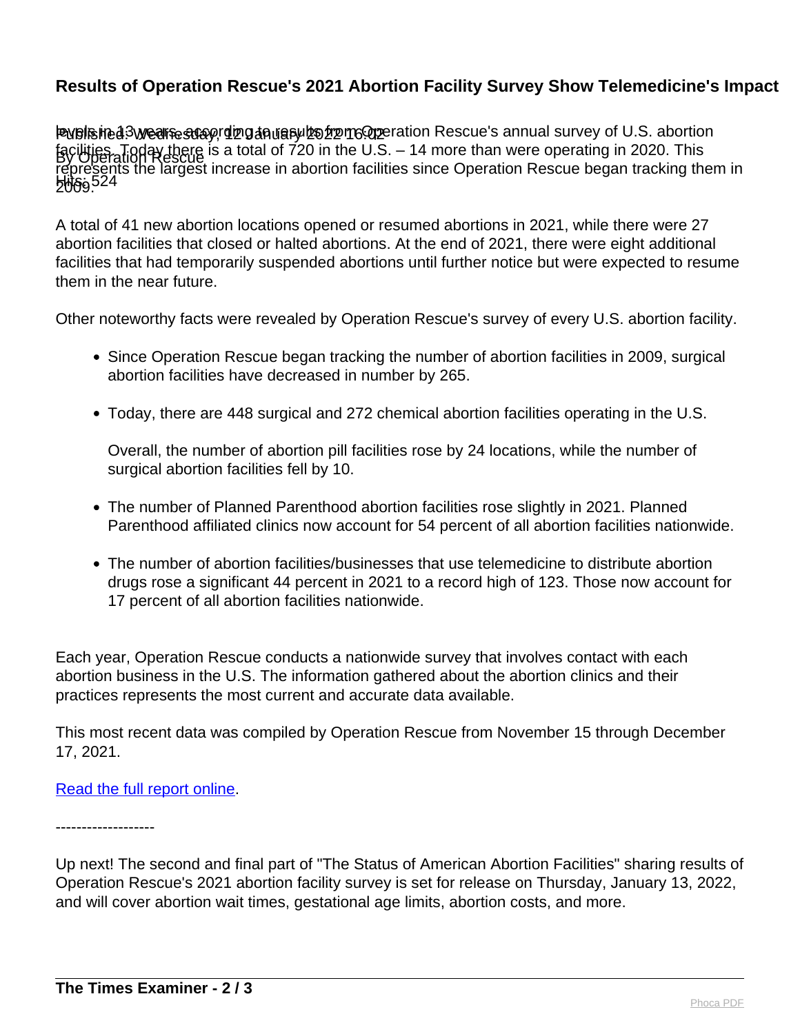## Results of Operation Rescue's 2021 Abortion Facility Survey Show Telemedicine's Impact

Published: Wednesday, 12 January 2022 16:02
By Operation Rescue
Hits: 524

levels in 13 years, according to results from Operation Rescue's annual survey of U.S. abortion facilities. Today there is a total of 720 in the U.S. – 14 more than were operating in 2020. This represents the largest increase in abortion facilities since Operation Rescue began tracking them in 2009.

A total of 41 new abortion locations opened or resumed abortions in 2021, while there were 27 abortion facilities that closed or halted abortions. At the end of 2021, there were eight additional facilities that had temporarily suspended abortions until further notice but were expected to resume them in the near future.

Other noteworthy facts were revealed by Operation Rescue's survey of every U.S. abortion facility.

- Since Operation Rescue began tracking the number of abortion facilities in 2009, surgical abortion facilities have decreased in number by 265.
- Today, there are 448 surgical and 272 chemical abortion facilities operating in the U.S.

  Overall, the number of abortion pill facilities rose by 24 locations, while the number of surgical abortion facilities fell by 10.
- The number of Planned Parenthood abortion facilities rose slightly in 2021. Planned Parenthood affiliated clinics now account for 54 percent of all abortion facilities nationwide.
- The number of abortion facilities/businesses that use telemedicine to distribute abortion drugs rose a significant 44 percent in 2021 to a record high of 123. Those now account for 17 percent of all abortion facilities nationwide.

Each year, Operation Rescue conducts a nationwide survey that involves contact with each abortion business in the U.S. The information gathered about the abortion clinics and their practices represents the most current and accurate data available.

This most recent data was compiled by Operation Rescue from November 15 through December 17, 2021.

Read the full report online.

-------------------

Up next! The second and final part of "The Status of American Abortion Facilities" sharing results of Operation Rescue's 2021 abortion facility survey is set for release on Thursday, January 13, 2022, and will cover abortion wait times, gestational age limits, abortion costs, and more.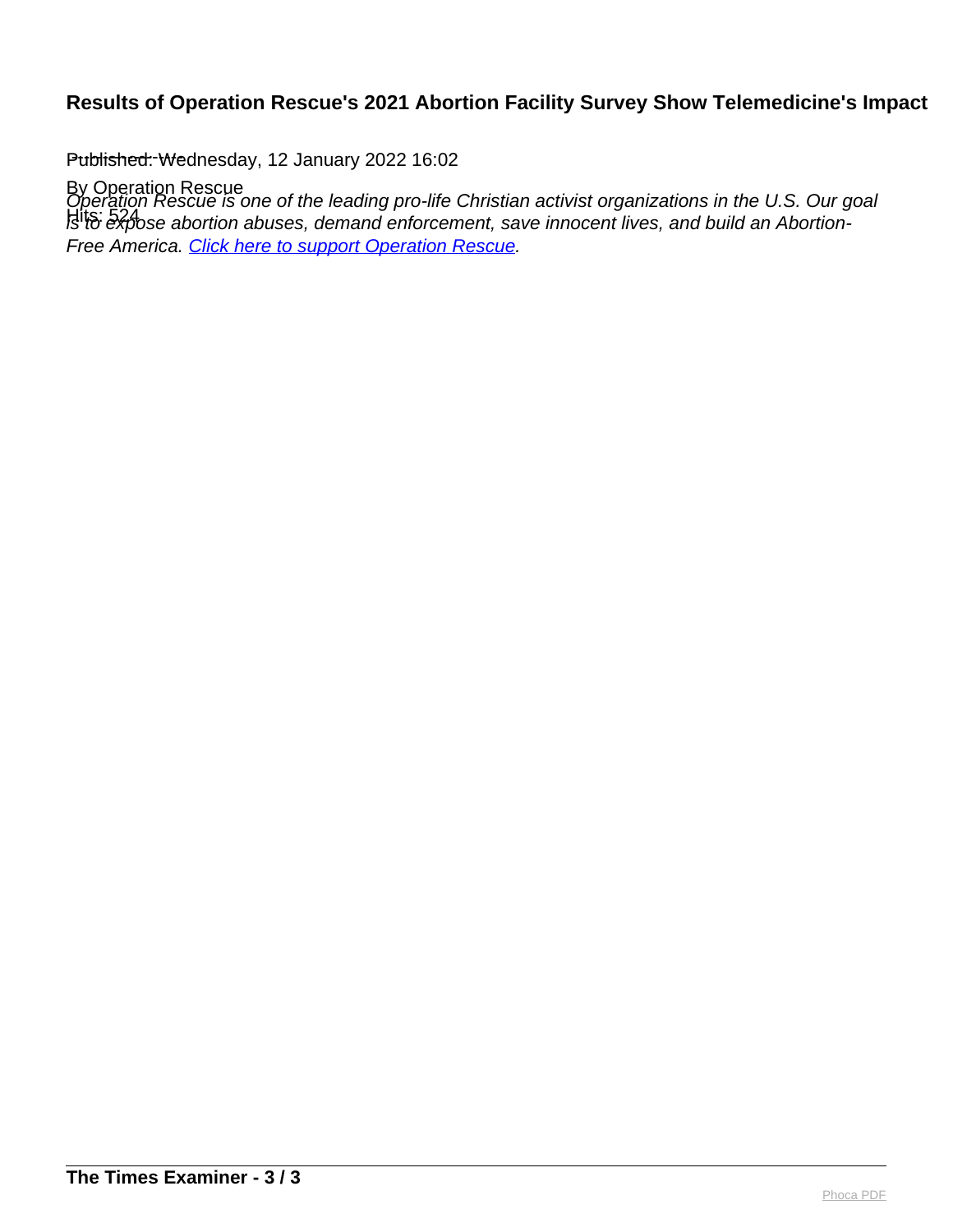*Operation Rescue is one of the leading pro-life Christian activist organizations in the U.S. Our goal is to expose abortion abuses, demand enforcement, save innocent lives, and build an Abortion-Free America. [Click here to support Operation Rescue](#).*